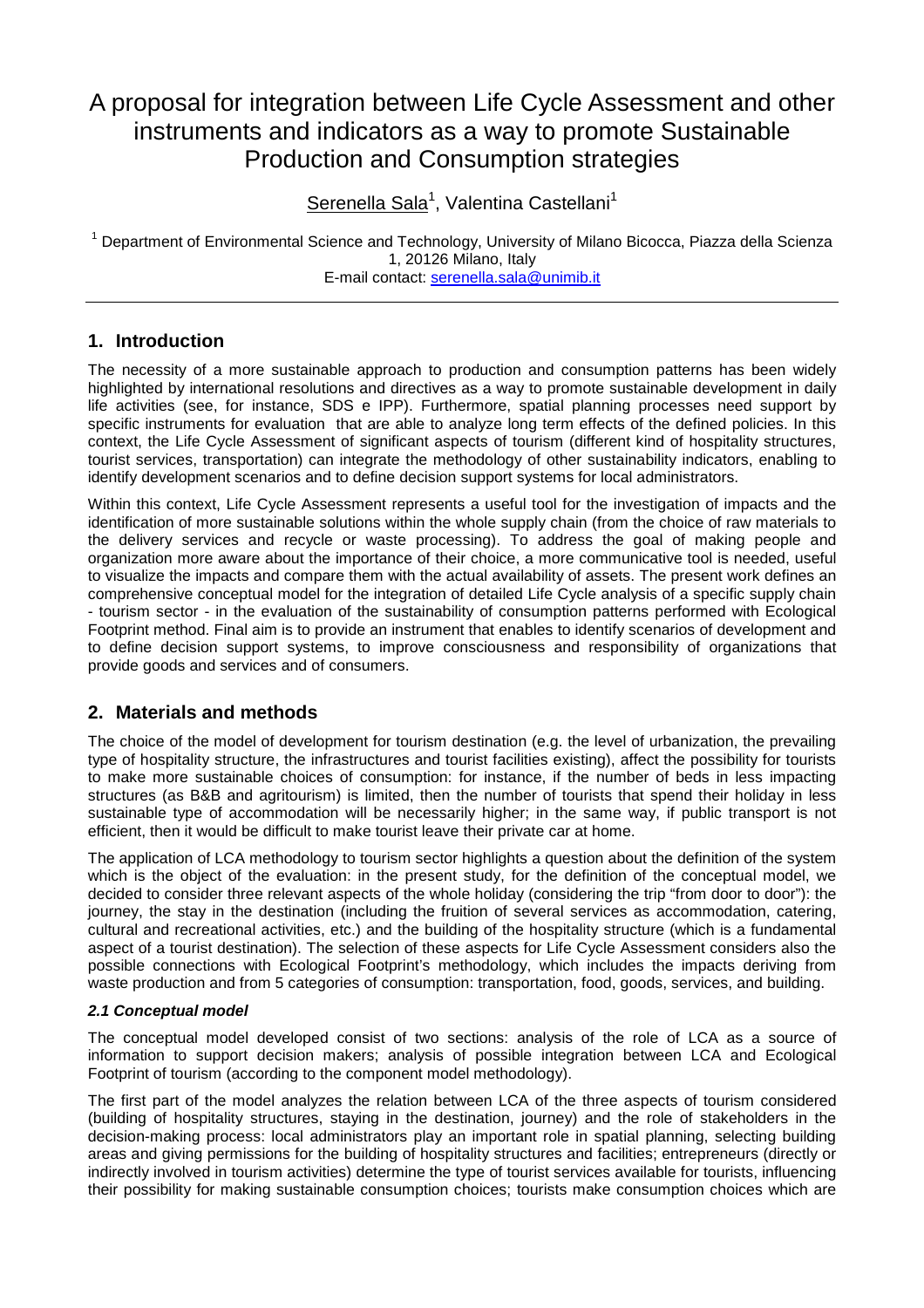# A proposal for integration between Life Cycle Assessment and other instruments and indicators as a way to promote Sustainable Production and Consumption strategies

Serenella Sala[1], Valentina Castellani[1]

[1] Department of Environmental Science and Technology, University of Milano Bicocca, Piazza della Scienza 1, 20126 Milano, Italy
E-mail contact: serenella.sala@unimib.it

---

## 1. Introduction

The necessity of a more sustainable approach to production and consumption patterns has been widely highlighted by international resolutions and directives as a way to promote sustainable development in daily life activities (see, for instance, SDS e IPP). Furthermore, spatial planning processes need support by specific instruments for evaluation that are able to analyze long term effects of the defined policies. In this context, the Life Cycle Assessment of significant aspects of tourism (different kind of hospitality structures, tourist services, transportation) can integrate the methodology of other sustainability indicators, enabling to identify development scenarios and to define decision support systems for local administrators.

Within this context, Life Cycle Assessment represents a useful tool for the investigation of impacts and the identification of more sustainable solutions within the whole supply chain (from the choice of raw materials to the delivery services and recycle or waste processing). To address the goal of making people and organization more aware about the importance of their choice, a more communicative tool is needed, useful to visualize the impacts and compare them with the actual availability of assets. The present work defines an comprehensive conceptual model for the integration of detailed Life Cycle analysis of a specific supply chain - tourism sector - in the evaluation of the sustainability of consumption patterns performed with Ecological Footprint method. Final aim is to provide an instrument that enables to identify scenarios of development and to define decision support systems, to improve consciousness and responsibility of organizations that provide goods and services and of consumers.

## 2. Materials and methods

The choice of the model of development for tourism destination (e.g. the level of urbanization, the prevailing type of hospitality structure, the infrastructures and tourist facilities existing), affect the possibility for tourists to make more sustainable choices of consumption: for instance, if the number of beds in less impacting structures (as B&B and agritourism) is limited, then the number of tourists that spend their holiday in less sustainable type of accommodation will be necessarily higher; in the same way, if public transport is not efficient, then it would be difficult to make tourist leave their private car at home.

The application of LCA methodology to tourism sector highlights a question about the definition of the system which is the object of the evaluation: in the present study, for the definition of the conceptual model, we decided to consider three relevant aspects of the whole holiday (considering the trip "from door to door"): the journey, the stay in the destination (including the fruition of several services as accommodation, catering, cultural and recreational activities, etc.) and the building of the hospitality structure (which is a fundamental aspect of a tourist destination). The selection of these aspects for Life Cycle Assessment considers also the possible connections with Ecological Footprint's methodology, which includes the impacts deriving from waste production and from 5 categories of consumption: transportation, food, goods, services, and building.

### *2.1 Conceptual model*

The conceptual model developed consist of two sections: analysis of the role of LCA as a source of information to support decision makers; analysis of possible integration between LCA and Ecological Footprint of tourism (according to the component model methodology).

The first part of the model analyzes the relation between LCA of the three aspects of tourism considered (building of hospitality structures, staying in the destination, journey) and the role of stakeholders in the decision-making process: local administrators play an important role in spatial planning, selecting building areas and giving permissions for the building of hospitality structures and facilities; entrepreneurs (directly or indirectly involved in tourism activities) determine the type of tourist services available for tourists, influencing their possibility for making sustainable consumption choices; tourists make consumption choices which are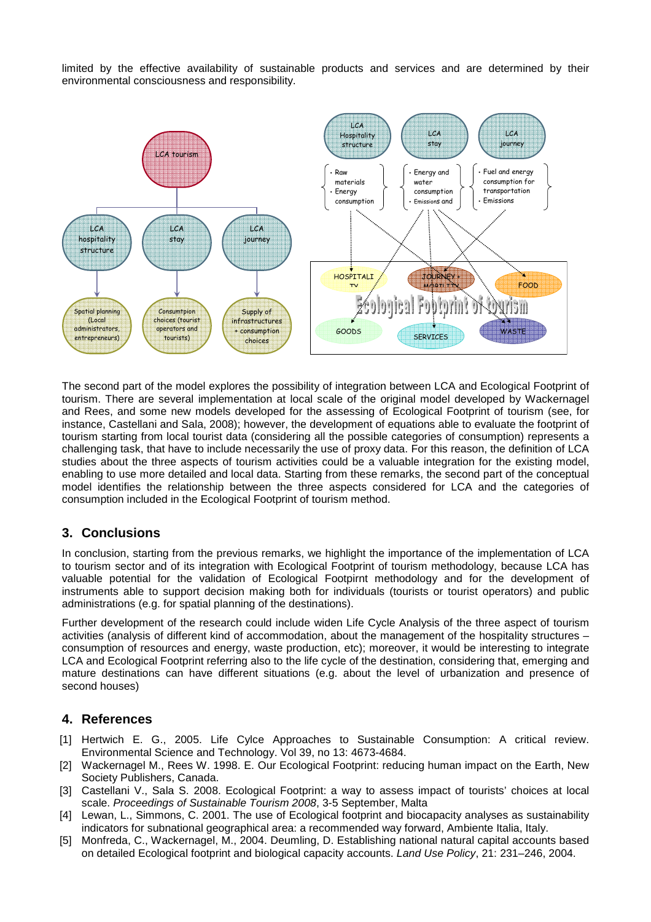limited by the effective availability of sustainable products and services and are determined by their environmental consciousness and responsibility.

LCA tourism

LCA hospitality structure

LCA stay

LCA journey

Spatial planning (Local administrators, entrepreneurs)

Consumption choices (tourist operators and tourists)

Supply of infrastructures + consumption choices

LCA Hospitality structure

LCA stay

LCA journey

- Raw materials
- Energy consumption

- Energy and water consumption
- Emissions and

- Fuel and energy consumption for transportation
- Emissions

HOSPITALITY

JOURNEY + MOBILITY

FOOD

Ecological Footprint of tourism

GOODS

SERVICES

WASTE

The second part of the model explores the possibility of integration between LCA and Ecological Footprint of tourism. There are several implementation at local scale of the original model developed by Wackernagel and Rees, and some new models developed for the assessing of Ecological Footprint of tourism (see, for instance, Castellani and Sala, 2008); however, the development of equations able to evaluate the footprint of tourism starting from local tourist data (considering all the possible categories of consumption) represents a challenging task, that have to include necessarily the use of proxy data. For this reason, the definition of LCA studies about the three aspects of tourism activities could be a valuable integration for the existing model, enabling to use more detailed and local data. Starting from these remarks, the second part of the conceptual model identifies the relationship between the three aspects considered for LCA and the categories of consumption included in the Ecological Footprint of tourism method.

## 3. Conclusions

In conclusion, starting from the previous remarks, we highlight the importance of the implementation of LCA to tourism sector and of its integration with Ecological Footprint of tourism methodology, because LCA has valuable potential for the validation of Ecological Footpirnt methodology and for the development of instruments able to support decision making both for individuals (tourists or tourist operators) and public administrations (e.g. for spatial planning of the destinations).

Further development of the research could include widen Life Cycle Analysis of the three aspect of tourism activities (analysis of different kind of accommodation, about the management of the hospitality structures – consumption of resources and energy, waste production, etc); moreover, it would be interesting to integrate LCA and Ecological Footprint referring also to the life cycle of the destination, considering that, emerging and mature destinations can have different situations (e.g. about the level of urbanization and presence of second houses)

## 4. References

[1] Hertwich E. G., 2005. Life Cylce Approaches to Sustainable Consumption: A critical review. Environmental Science and Technology. Vol 39, no 13: 4673-4684.

[2] Wackernagel M., Rees W. 1998. E. Our Ecological Footprint: reducing human impact on the Earth, New Society Publishers, Canada.

[3] Castellani V., Sala S. 2008. Ecological Footprint: a way to assess impact of tourists' choices at local scale. *Proceedings of Sustainable Tourism 2008*, 3-5 September, Malta

[4] Lewan, L., Simmons, C. 2001. The use of Ecological footprint and biocapacity analyses as sustainability indicators for subnational geographical area: a recommended way forward, Ambiente Italia, Italy.

[5] Monfreda, C., Wackernagel, M., 2004. Deumling, D. Establishing national natural capital accounts based on detailed Ecological footprint and biological capacity accounts. *Land Use Policy*, 21: 231–246, 2004.